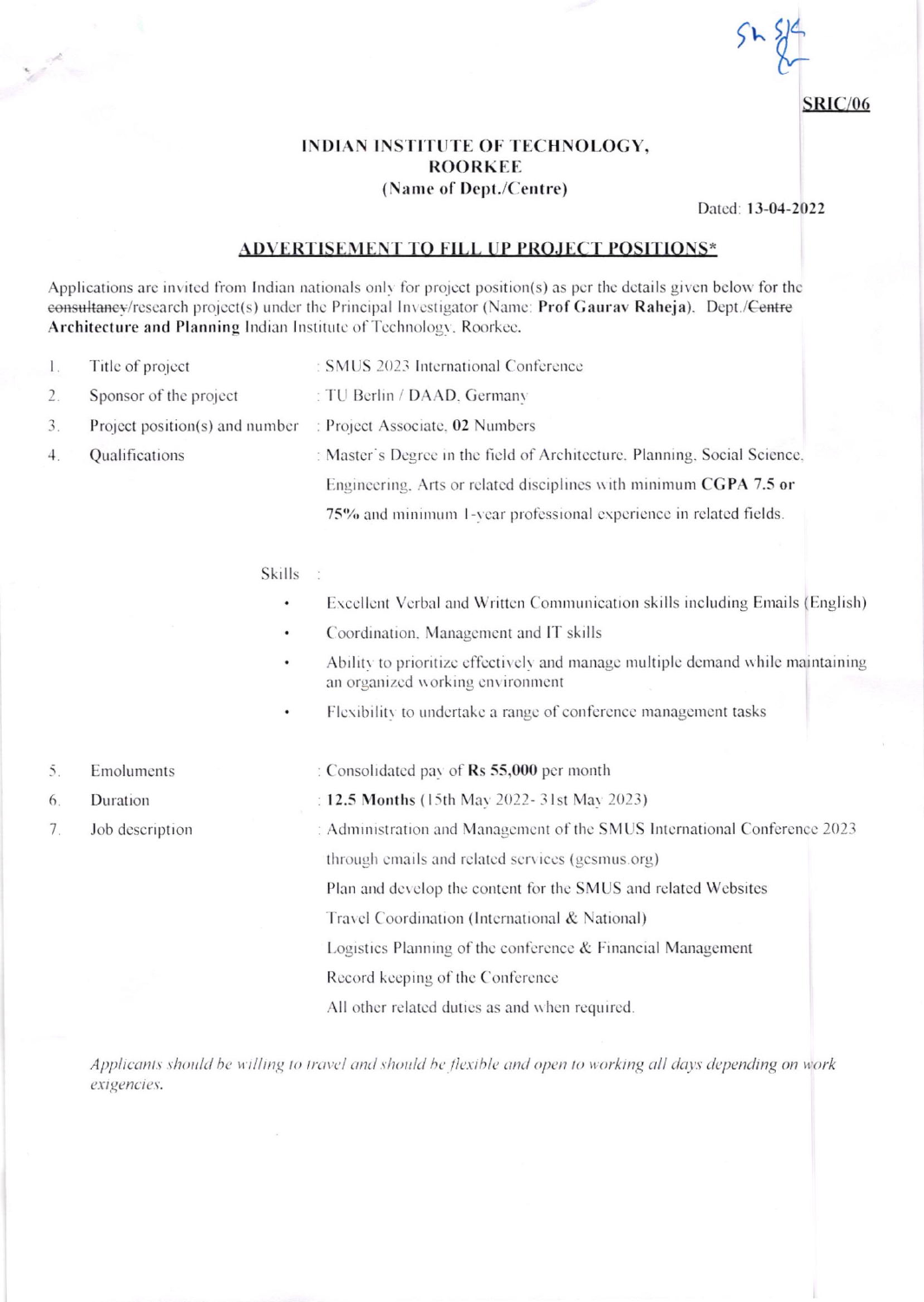SRIC/06

# INDIAN INSTITUTE OF TECHNOLOGY, ROORKEE
## (Name of Dept./Centre)

Dated: **13-04-2022**

## ADVERTISEMENT TO FILL UP PROJECT POSITIONS*

Applications are invited from Indian nationals only for project position(s) as per the details given below for the ~~consultancy~~/research project(s) under the Principal Investigator (Name: **Prof Gaurav Raheja**). Dept./~~Centre~~ **Architecture and Planning** Indian Institute of Technology, Roorkee.

1. Title of project : SMUS 2023 International Conference
2. Sponsor of the project : TU Berlin / DAAD, Germany
3. Project position(s) and number : Project Associate, **02** Numbers
4. Qualifications : Master's Degree in the field of Architecture, Planning, Social Science, Engineering, Arts or related disciplines with minimum **CGPA 7.5 or 75%** and minimum 1-year professional experience in related fields.

   Skills :

   - Excellent Verbal and Written Communication skills including Emails (English)
   - Coordination, Management and IT skills
   - Ability to prioritize effectively and manage multiple demand while maintaining an organized working environment
   - Flexibility to undertake a range of conference management tasks

5. Emoluments : Consolidated pay of **Rs 55,000** per month
6. Duration : **12.5 Months** (15th May 2022- 31st May 2023)
7. Job description : Administration and Management of the SMUS International Conference 2023 through emails and related services (gcsmus.org)

   Plan and develop the content for the SMUS and related Websites

   Travel Coordination (International & National)

   Logistics Planning of the conference & Financial Management

   Record keeping of the Conference

   All other related duties as and when required.

*Applicants should be willing to travel and should be flexible and open to working all days depending on work exigencies.*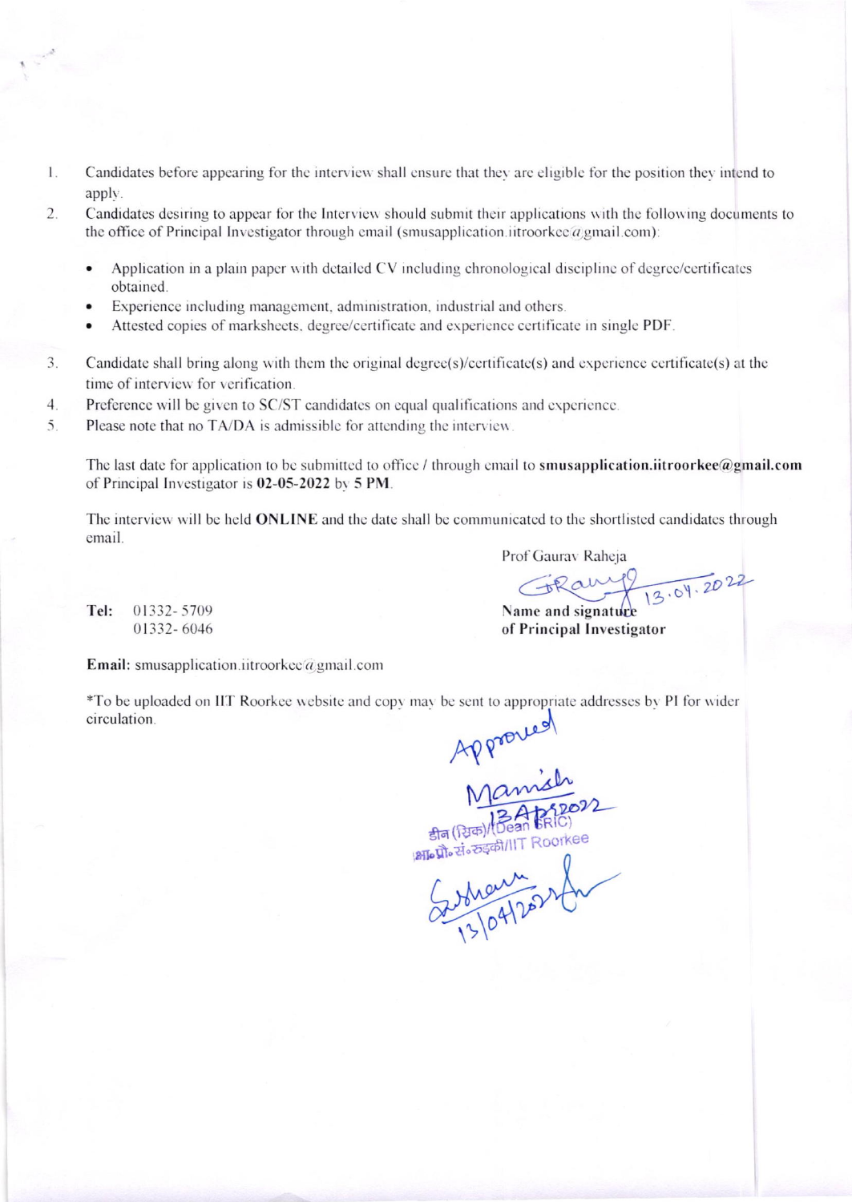1. Candidates before appearing for the interview shall ensure that they are eligible for the position they intend to apply.
2. Candidates desiring to appear for the Interview should submit their applications with the following documents to the office of Principal Investigator through email (smusapplication.iitroorkee@gmail.com):
   - Application in a plain paper with detailed CV including chronological discipline of degree/certificates obtained.
   - Experience including management, administration, industrial and others.
   - Attested copies of marksheets, degree/certificate and experience certificate in single PDF.
3. Candidate shall bring along with them the original degree(s)/certificate(s) and experience certificate(s) at the time of interview for verification.
4. Preference will be given to SC/ST candidates on equal qualifications and experience.
5. Please note that no TA/DA is admissible for attending the interview.

The last date for application to be submitted to office / through email to **smusapplication.iitroorkee@gmail.com** of Principal Investigator is **02-05-2022** by **5 PM**.

The interview will be held **ONLINE** and the date shall be communicated to the shortlisted candidates through email.

Prof Gaurav Raheja

GRaheja 13.04.2022

**Name and signature of Principal Investigator**

**Tel:** 01332- 5709
01332- 6046

**Email:** smusapplication.iitroorkee@gmail.com

*To be uploaded on IIT Roorkee website and copy may be sent to appropriate addresses by PI for wider circulation.

Approved

Manish 13Apr2022

डीन (स्रिक)/(Dean SRIC)
आ०प्रौ०सं०रुड़की/IIT Roorkee

13/04/2022